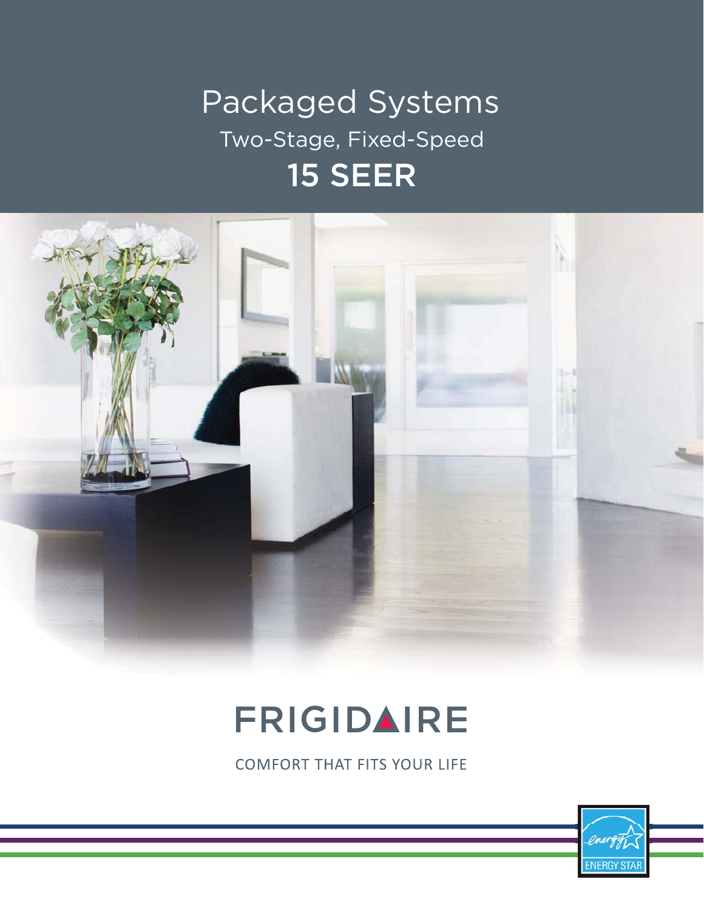# Packaged Systems

## Two-Stage, Fixed-Speed

## 15 SEER

FRIGIDAIRE

COMFORT THAT FITS YOUR LIFE

ENERGY STAR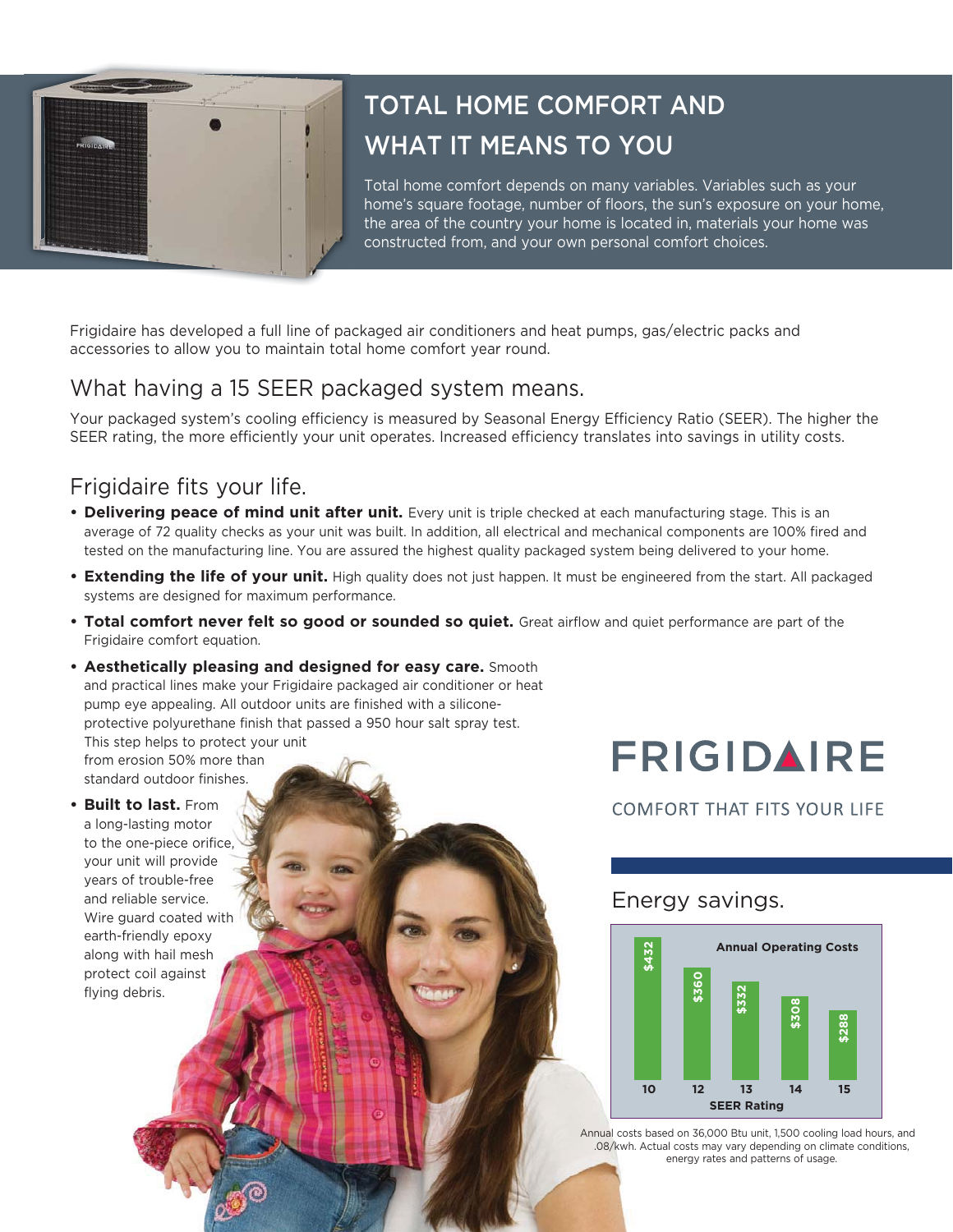# TOTAL HOME COMFORT AND WHAT IT MEANS TO YOU

Total home comfort depends on many variables. Variables such as your home's square footage, number of floors, the sun's exposure on your home, the area of the country your home is located in, materials your home was constructed from, and your own personal comfort choices.

Frigidaire has developed a full line of packaged air conditioners and heat pumps, gas/electric packs and accessories to allow you to maintain total home comfort year round.

## What having a 15 SEER packaged system means.

Your packaged system's cooling efficiency is measured by Seasonal Energy Efficiency Ratio (SEER). The higher the SEER rating, the more efficiently your unit operates. Increased efficiency translates into savings in utility costs.

## Frigidaire fits your life.

- **Delivering peace of mind unit after unit.** Every unit is triple checked at each manufacturing stage. This is an average of 72 quality checks as your unit was built. In addition, all electrical and mechanical components are 100% fired and tested on the manufacturing line. You are assured the highest quality packaged system being delivered to your home.
- **Extending the life of your unit.** High quality does not just happen. It must be engineered from the start. All packaged systems are designed for maximum performance.
- **Total comfort never felt so good or sounded so quiet.** Great airflow and quiet performance are part of the Frigidaire comfort equation.
- **Aesthetically pleasing and designed for easy care.** Smooth and practical lines make your Frigidaire packaged air conditioner or heat pump eye appealing. All outdoor units are finished with a silicone-protective polyurethane finish that passed a 950 hour salt spray test. This step helps to protect your unit from erosion 50% more than standard outdoor finishes.
- **Built to last.** From a long-lasting motor to the one-piece orifice, your unit will provide years of trouble-free and reliable service. Wire guard coated with earth-friendly epoxy along with hail mesh protect coil against flying debris.

FRIGIDAIRE

COMFORT THAT FITS YOUR LIFE

## Energy savings.

**Annual Operating Costs**

| SEER Rating | 10 | 12 | 13 | 14 | 15 |
|---|---|---|---|---|---|
| Annual Operating Cost | $432 | $360 | $332 | $308 | $288 |

Annual costs based on 36,000 Btu unit, 1,500 cooling load hours, and .08/kwh. Actual costs may vary depending on climate conditions, energy rates and patterns of usage.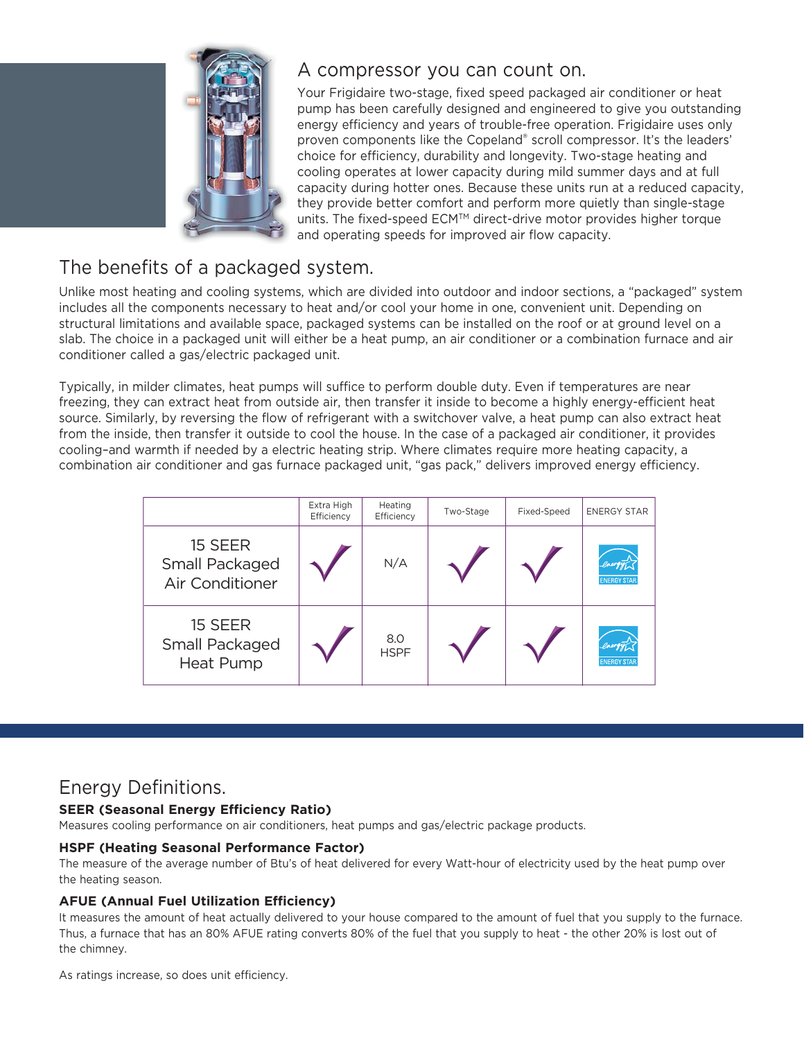## A compressor you can count on.

Your Frigidaire two-stage, fixed speed packaged air conditioner or heat pump has been carefully designed and engineered to give you outstanding energy efficiency and years of trouble-free operation. Frigidaire uses only proven components like the Copeland® scroll compressor. It's the leaders' choice for efficiency, durability and longevity. Two-stage heating and cooling operates at lower capacity during mild summer days and at full capacity during hotter ones. Because these units run at a reduced capacity, they provide better comfort and perform more quietly than single-stage units. The fixed-speed ECM™ direct-drive motor provides higher torque and operating speeds for improved air flow capacity.

## The benefits of a packaged system.

Unlike most heating and cooling systems, which are divided into outdoor and indoor sections, a "packaged" system includes all the components necessary to heat and/or cool your home in one, convenient unit. Depending on structural limitations and available space, packaged systems can be installed on the roof or at ground level on a slab. The choice in a packaged unit will either be a heat pump, an air conditioner or a combination furnace and air conditioner called a gas/electric packaged unit.

Typically, in milder climates, heat pumps will suffice to perform double duty. Even if temperatures are near freezing, they can extract heat from outside air, then transfer it inside to become a highly energy-efficient heat source. Similarly, by reversing the flow of refrigerant with a switchover valve, a heat pump can also extract heat from the inside, then transfer it outside to cool the house. In the case of a packaged air conditioner, it provides cooling–and warmth if needed by a electric heating strip. Where climates require more heating capacity, a combination air conditioner and gas furnace packaged unit, "gas pack," delivers improved energy efficiency.

| | Extra High Efficiency | Heating Efficiency | Two-Stage | Fixed-Speed | ENERGY STAR |
|---|---|---|---|---|---|
| 15 SEER Small Packaged Air Conditioner | ✓ | N/A | ✓ | ✓ | ENERGY STAR |
| 15 SEER Small Packaged Heat Pump | ✓ | 8.0 HSPF | ✓ | ✓ | ENERGY STAR |

## Energy Definitions.

**SEER (Seasonal Energy Efficiency Ratio)**
Measures cooling performance on air conditioners, heat pumps and gas/electric package products.

**HSPF (Heating Seasonal Performance Factor)**
The measure of the average number of Btu's of heat delivered for every Watt-hour of electricity used by the heat pump over the heating season.

**AFUE (Annual Fuel Utilization Efficiency)**
It measures the amount of heat actually delivered to your house compared to the amount of fuel that you supply to the furnace. Thus, a furnace that has an 80% AFUE rating converts 80% of the fuel that you supply to heat - the other 20% is lost out of the chimney.

As ratings increase, so does unit efficiency.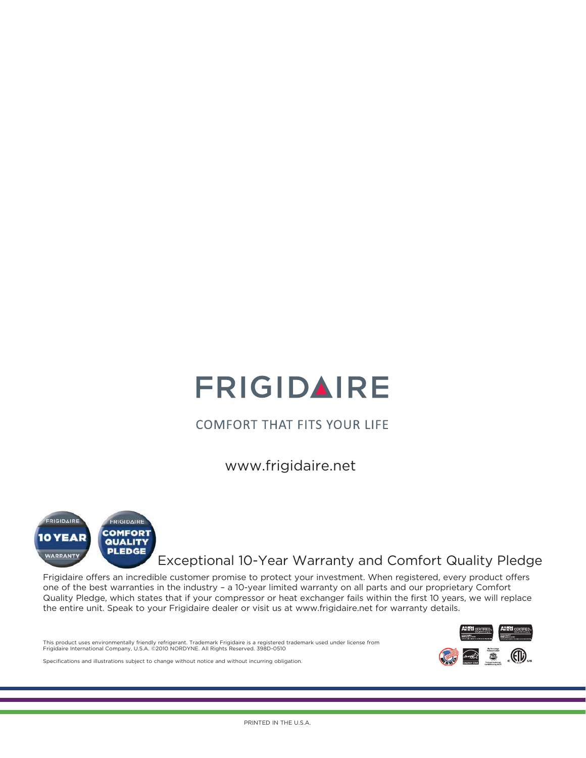# FRIGIDAIRE

COMFORT THAT FITS YOUR LIFE

www.frigidaire.net

FRIGIDAIRE 10 YEAR WARRANTY

FRIGIDAIRE COMFORT QUALITY PLEDGE

## Exceptional 10-Year Warranty and Comfort Quality Pledge

Frigidaire offers an incredible customer promise to protect your investment. When registered, every product offers one of the best warranties in the industry – a 10-year limited warranty on all parts and our proprietary Comfort Quality Pledge, which states that if your compressor or heat exchanger fails within the first 10 years, we will replace the entire unit. Speak to your Frigidaire dealer or visit us at www.frigidaire.net for warranty details.

This product uses environmentally friendly refrigerant. Trademark Frigidaire is a registered trademark used under license from Frigidaire International Company, U.S.A. ©2010 NORDYNE. All Rights Reserved. 398D-0510

Specifications and illustrations subject to change without notice and without incurring obligation.

PRINTED IN THE U.S.A.